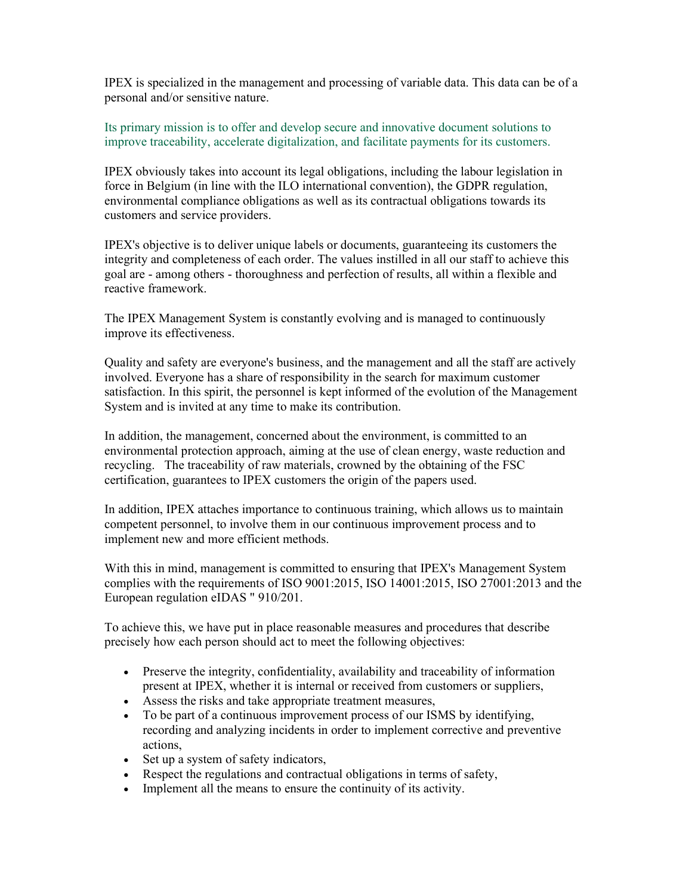IPEX is specialized in the management and processing of variable data. This data can be of a personal and/or sensitive nature.

Its primary mission is to offer and develop secure and innovative document solutions to improve traceability, accelerate digitalization, and facilitate payments for its customers.

IPEX obviously takes into account its legal obligations, including the labour legislation in force in Belgium (in line with the ILO international convention), the GDPR regulation, environmental compliance obligations as well as its contractual obligations towards its customers and service providers.

IPEX's objective is to deliver unique labels or documents, guaranteeing its customers the integrity and completeness of each order. The values instilled in all our staff to achieve this goal are - among others - thoroughness and perfection of results, all within a flexible and reactive framework.

The IPEX Management System is constantly evolving and is managed to continuously improve its effectiveness.

Quality and safety are everyone's business, and the management and all the staff are actively involved. Everyone has a share of responsibility in the search for maximum customer satisfaction. In this spirit, the personnel is kept informed of the evolution of the Management System and is invited at any time to make its contribution.

In addition, the management, concerned about the environment, is committed to an environmental protection approach, aiming at the use of clean energy, waste reduction and recycling. The traceability of raw materials, crowned by the obtaining of the FSC certification, guarantees to IPEX customers the origin of the papers used.

In addition, IPEX attaches importance to continuous training, which allows us to maintain competent personnel, to involve them in our continuous improvement process and to implement new and more efficient methods.

With this in mind, management is committed to ensuring that IPEX's Management System complies with the requirements of ISO 9001:2015, ISO 14001:2015, ISO 27001:2013 and the European regulation eIDAS " 910/201.

To achieve this, we have put in place reasonable measures and procedures that describe precisely how each person should act to meet the following objectives:

- Preserve the integrity, confidentiality, availability and traceability of information present at IPEX, whether it is internal or received from customers or suppliers,
- Assess the risks and take appropriate treatment measures,
- To be part of a continuous improvement process of our ISMS by identifying, recording and analyzing incidents in order to implement corrective and preventive actions,
- Set up a system of safety indicators,
- Respect the regulations and contractual obligations in terms of safety,
- Implement all the means to ensure the continuity of its activity.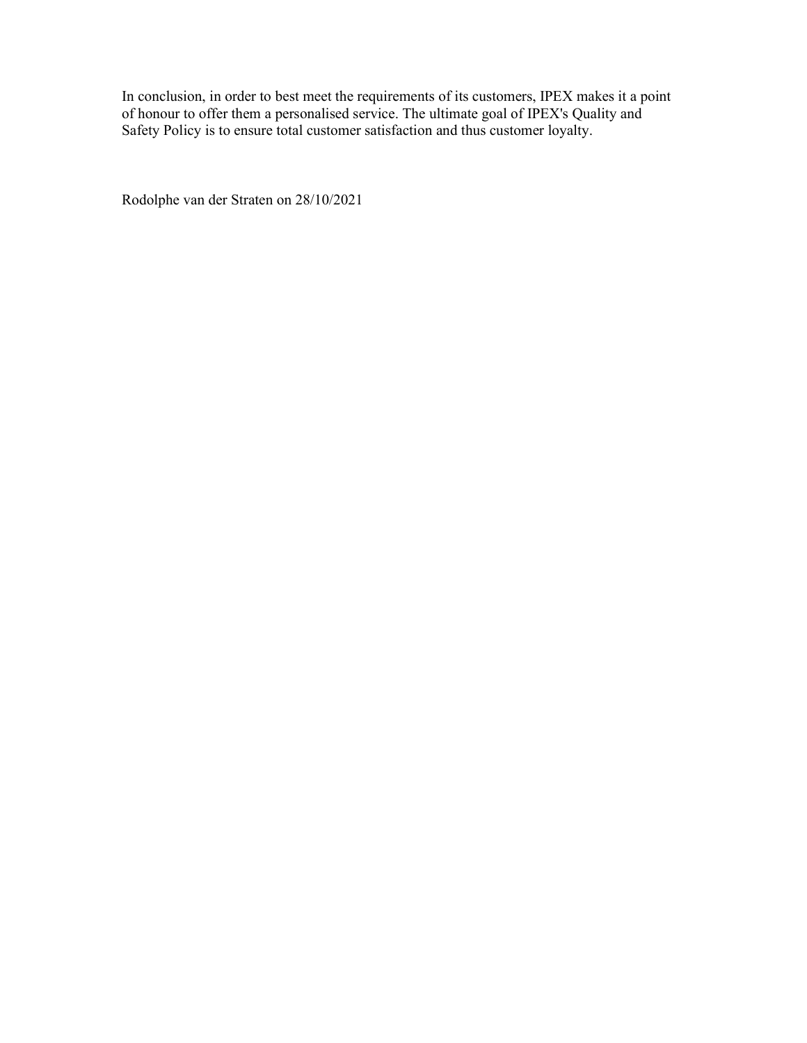In conclusion, in order to best meet the requirements of its customers, IPEX makes it a point of honour to offer them a personalised service. The ultimate goal of IPEX's Quality and Safety Policy is to ensure total customer satisfaction and thus customer loyalty.

Rodolphe van der Straten on 28/10/2021